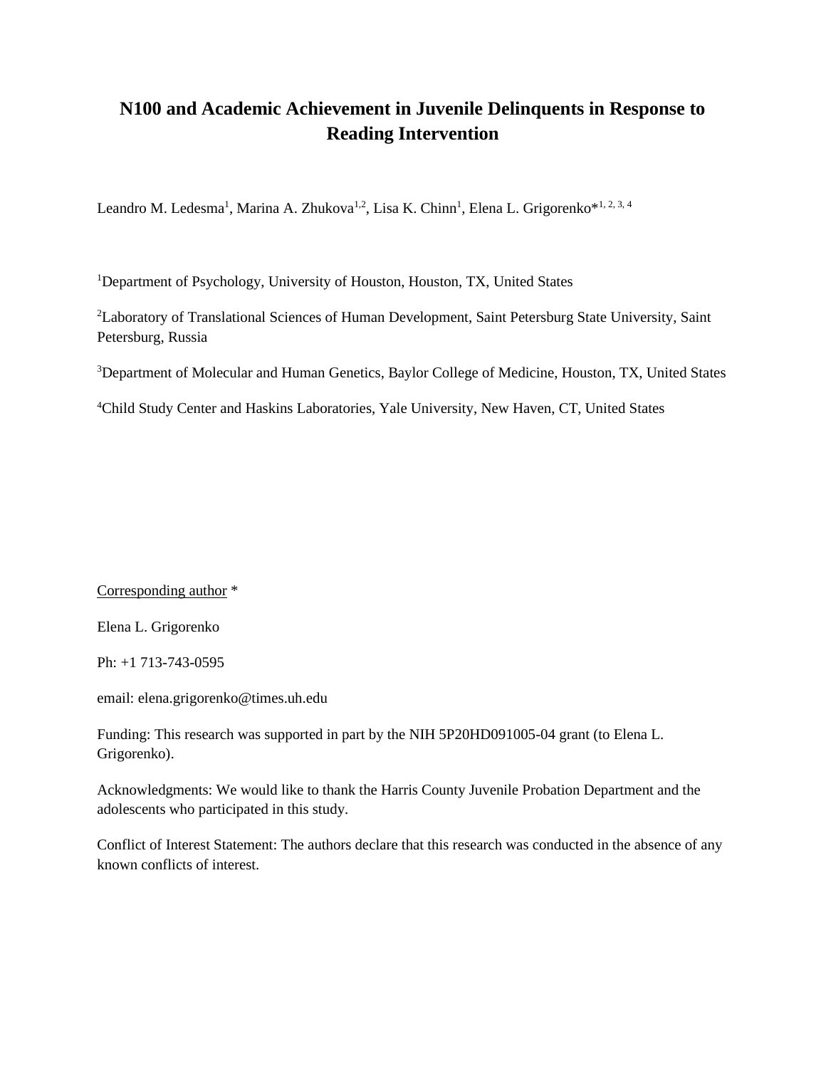# N100 and Academic Achievement in Juvenile Delinquents in Response to Reading Intervention

Leandro M. Ledesma[1], Marina A. Zhukova[1,2], Lisa K. Chinn[1], Elena L. Grigorenko*[1, 2, 3, 4]

[1]Department of Psychology, University of Houston, Houston, TX, United States

[2]Laboratory of Translational Sciences of Human Development, Saint Petersburg State University, Saint Petersburg, Russia

[3]Department of Molecular and Human Genetics, Baylor College of Medicine, Houston, TX, United States

[4]Child Study Center and Haskins Laboratories, Yale University, New Haven, CT, United States

Corresponding author *

Elena L. Grigorenko

Ph: +1 713-743-0595

email: elena.grigorenko@times.uh.edu

Funding: This research was supported in part by the NIH 5P20HD091005-04 grant (to Elena L. Grigorenko).

Acknowledgments: We would like to thank the Harris County Juvenile Probation Department and the adolescents who participated in this study.

Conflict of Interest Statement: The authors declare that this research was conducted in the absence of any known conflicts of interest.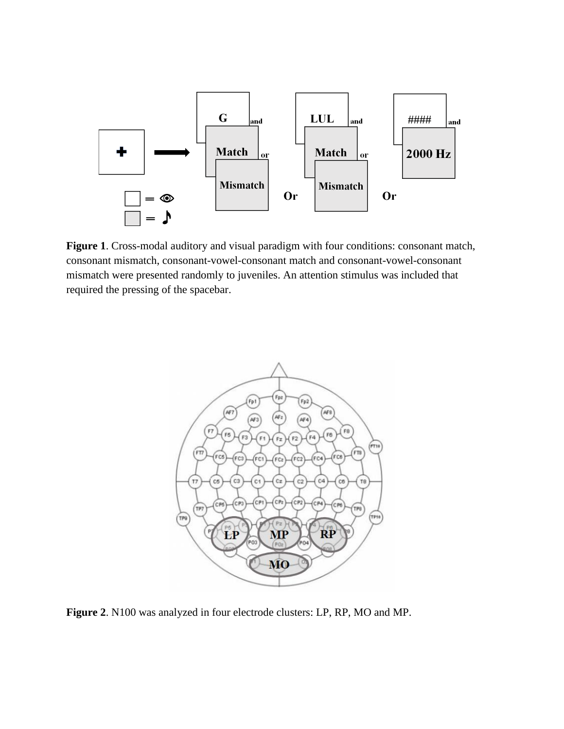**Figure 1**. Cross-modal auditory and visual paradigm with four conditions: consonant match, consonant mismatch, consonant-vowel-consonant match and consonant-vowel-consonant mismatch were presented randomly to juveniles. An attention stimulus was included that required the pressing of the spacebar.

**Figure 2**. N100 was analyzed in four electrode clusters: LP, RP, MO and MP.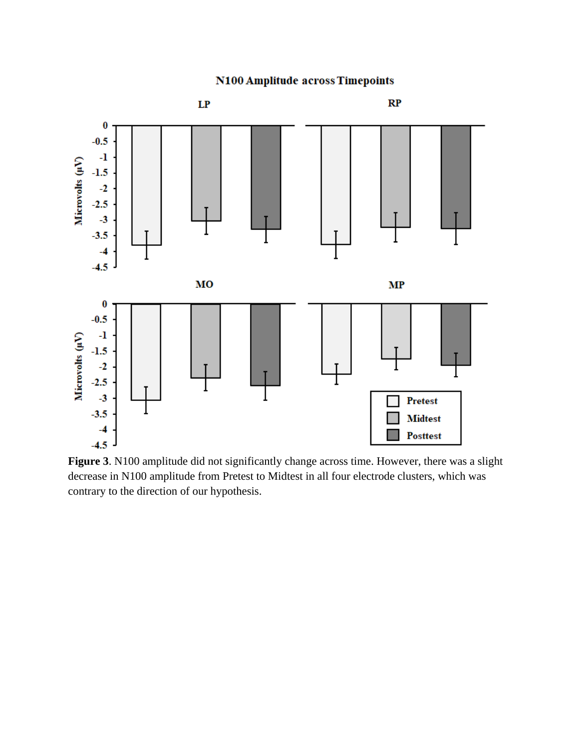**Figure 3**. N100 amplitude did not significantly change across time. However, there was a slight decrease in N100 amplitude from Pretest to Midtest in all four electrode clusters, which was contrary to the direction of our hypothesis.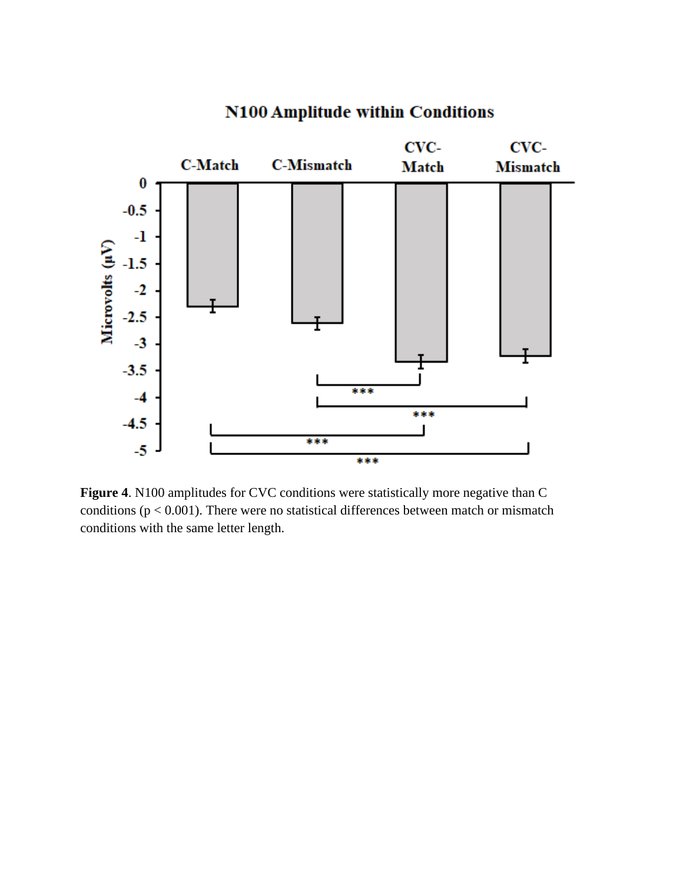**Figure 4**. N100 amplitudes for CVC conditions were statistically more negative than C conditions ($p < 0.001$). There were no statistical differences between match or mismatch conditions with the same letter length.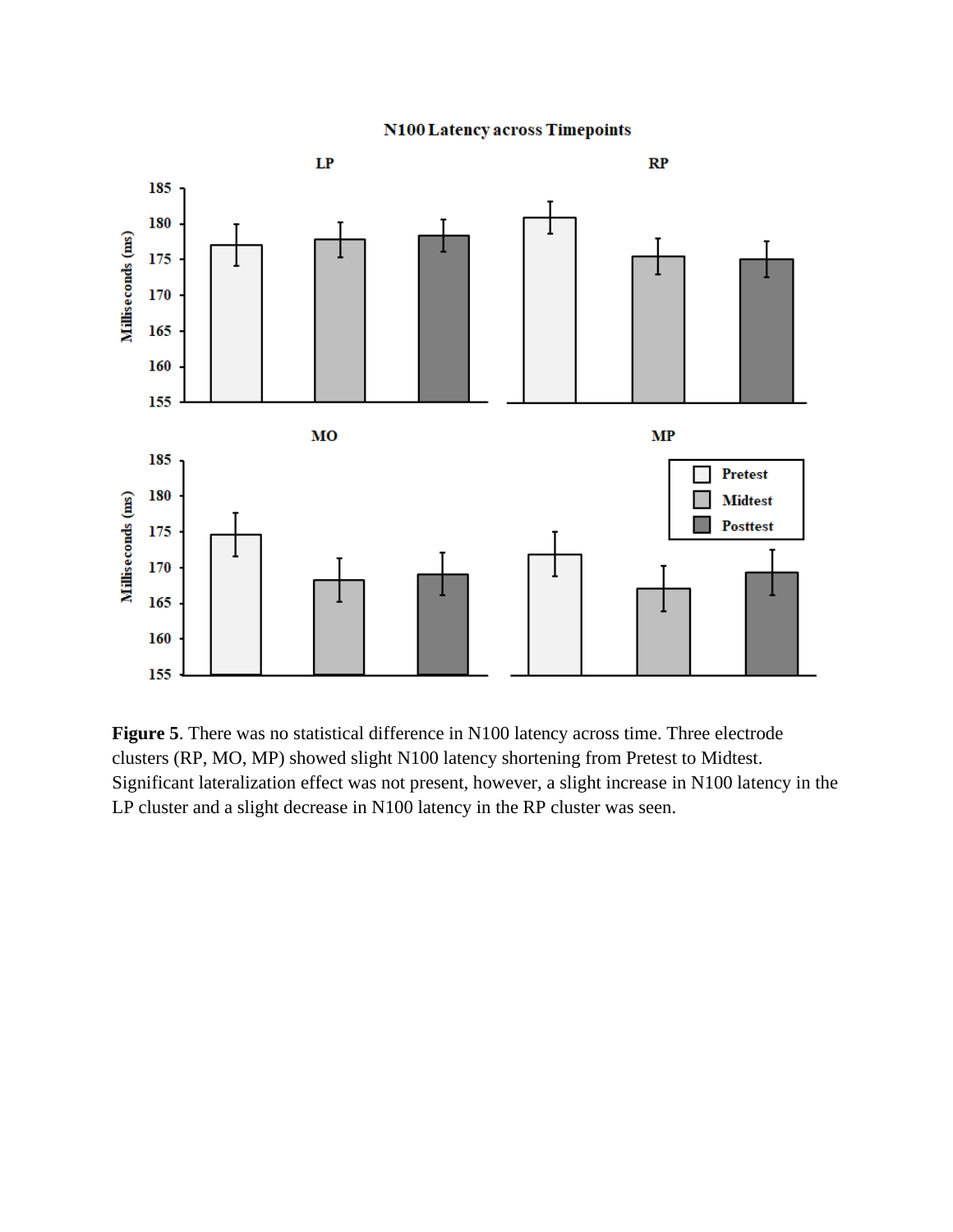N100 Latency across Timepoints

LP

RP

MO

MP

185
180
175
170
165
160
155

Milliseconds (ms)

Pretest
Midtest
Posttest

**Figure 5**. There was no statistical difference in N100 latency across time. Three electrode clusters (RP, MO, MP) showed slight N100 latency shortening from Pretest to Midtest. Significant lateralization effect was not present, however, a slight increase in N100 latency in the LP cluster and a slight decrease in N100 latency in the RP cluster was seen.